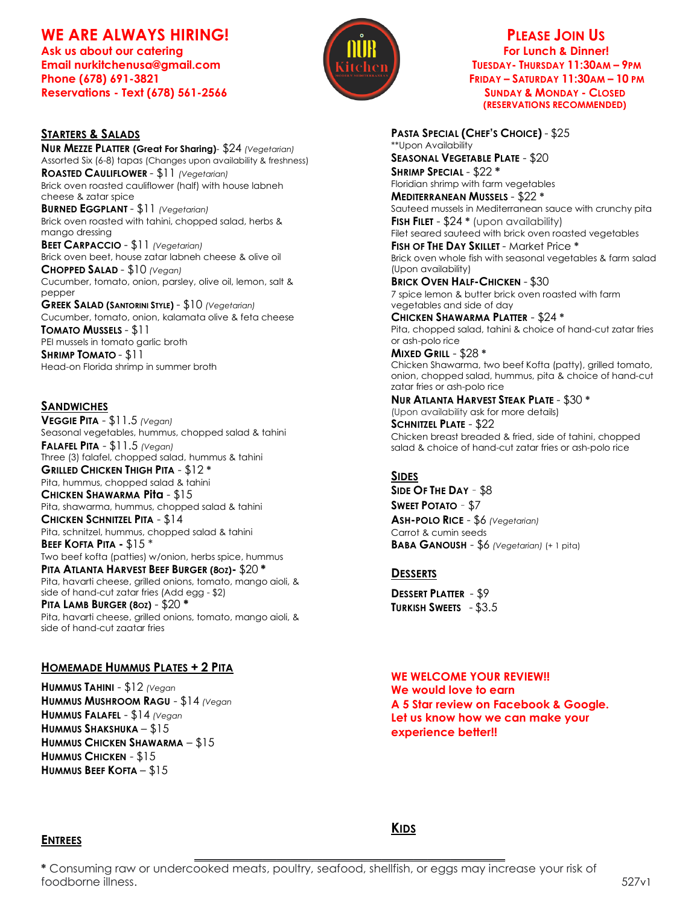**WE ARE ALWAYS HIRING!**
**Ask us about our catering**
**Email nurkitchenusa@gmail.com**
**Phone (678) 691-3821**
**Reservations - Text (678) 561-2566**

NUR Kitchen

**PLEASE JOIN US**
**For Lunch & Dinner!**
**TUESDAY- THURSDAY 11:30AM – 9PM**
**FRIDAY – SATURDAY 11:30AM – 10 PM**
**SUNDAY & MONDAY - CLOSED**
**(RESERVATIONS RECOMMENDED)**

## STARTERS & SALADS

**NUR MEZZE PLATTER (Great For Sharing)**- $24 *(Vegetarian)*
Assorted Six (6-8) tapas (Changes upon availability & freshness)

**ROASTED CAULIFLOWER** - $11 *(Vegetarian)*
Brick oven roasted cauliflower (half) with house labneh cheese & zatar spice

**BURNED EGGPLANT** - $11 *(Vegetarian)*
Brick oven roasted with tahini, chopped salad, herbs & mango dressing

**BEET CARPACCIO** - $11 *(Vegetarian)*
Brick oven beet, house zatar labneh cheese & olive oil

**CHOPPED SALAD** - $10 *(Vegan)*
Cucumber, tomato, onion, parsley, olive oil, lemon, salt & pepper

**GREEK SALAD (SANTORINI STYLE)** - $10 *(Vegetarian)*
Cucumber, tomato, onion, kalamata olive & feta cheese

**TOMATO MUSSELS** - $11
PEI mussels in tomato garlic broth

**SHRIMP TOMATO** - $11
Head-on Florida shrimp in summer broth

## SANDWICHES

**VEGGIE PITA** - $11.5 *(Vegan)*
Seasonal vegetables, hummus, chopped salad & tahini

**FALAFEL PITA** - $11.5 *(Vegan)*
Three (3) falafel, chopped salad, hummus & tahini

**GRILLED CHICKEN THIGH PITA** - $12 *
Pita, hummus, chopped salad & tahini

**CHICKEN SHAWARMA Pita** - $15
Pita, shawarma, hummus, chopped salad & tahini

**CHICKEN SCHNITZEL PITA** - $14
Pita, schnitzel, hummus, chopped salad & tahini

**BEEF KOFTA PITA** - $15 *
Two beef kofta (patties) w/onion, herbs spice, hummus

**PITA ATLANTA HARVEST BEEF BURGER (8OZ)**- $20 *
Pita, havarti cheese, grilled onions, tomato, mango aioli, & side of hand-cut zatar fries (Add egg - $2)

**PITA LAMB BURGER (8OZ)** - $20 *
Pita, havarti cheese, grilled onions, tomato, mango aioli, & side of hand-cut zaatar fries

## HOMEMADE HUMMUS PLATES + 2 PITA

**HUMMUS TAHINI** - $12 *(Vegan*
**HUMMUS MUSHROOM RAGU** - $14 *(Vegan*
**HUMMUS FALAFEL** - $14 *(Vegan*
**HUMMUS SHAKSHUKA** – $15
**HUMMUS CHICKEN SHAWARMA** – $15
**HUMMUS CHICKEN** - $15
**HUMMUS BEEF KOFTA** – $15

## ENTREES

**PASTA SPECIAL (CHEF'S CHOICE)** - $25
**Upon Availability

**SEASONAL VEGETABLE PLATE** - $20

**SHRIMP SPECIAL** - $22 *
Floridian shrimp with farm vegetables

**MEDITERRANEAN MUSSELS** - $22 *
Sauteed mussels in Mediterranean sauce with crunchy pita

**FISH FILET** - $24 * (upon availability)
Filet seared sauteed with brick oven roasted vegetables

**FISH OF THE DAY SKILLET** - Market Price *
Brick oven whole fish with seasonal vegetables & farm salad (Upon availability)

**BRICK OVEN HALF-CHICKEN** - $30
7 spice lemon & butter brick oven roasted with farm vegetables and side of day

**CHICKEN SHAWARMA PLATTER** - $24 *
Pita, chopped salad, tahini & choice of hand-cut zatar fries or ash-polo rice

**MIXED GRILL** - $28 *
Chicken Shawarma, two beef Kofta (patty), grilled tomato, onion, chopped salad, hummus, pita & choice of hand-cut zatar fries or ash-polo rice

**NUR ATLANTA HARVEST STEAK PLATE** - $30 *
(Upon availability ask for more details)

**SCHNITZEL PLATE** - $22
Chicken breast breaded & fried, side of tahini, chopped salad & choice of hand-cut zatar fries or ash-polo rice

## SIDES

**SIDE OF THE DAY** - $8
**SWEET POTATO** - $7
**ASH-POLO RICE** - $6 *(Vegetarian)*
Carrot & cumin seeds
**BABA GANOUSH** - $6 *(Vegetarian)* (+ 1 pita)

## DESSERTS

**DESSERT PLATTER** - $9
**TURKISH SWEETS** - $3.5

**WE WELCOME YOUR REVIEW!!**
**We would love to earn**
**A 5 Star review on Facebook & Google.**
**Let us know how we can make your experience better!!**

## KIDS

\* Consuming raw or undercooked meats, poultry, seafood, shellfish, or eggs may increase your risk of foodborne illness.

527v1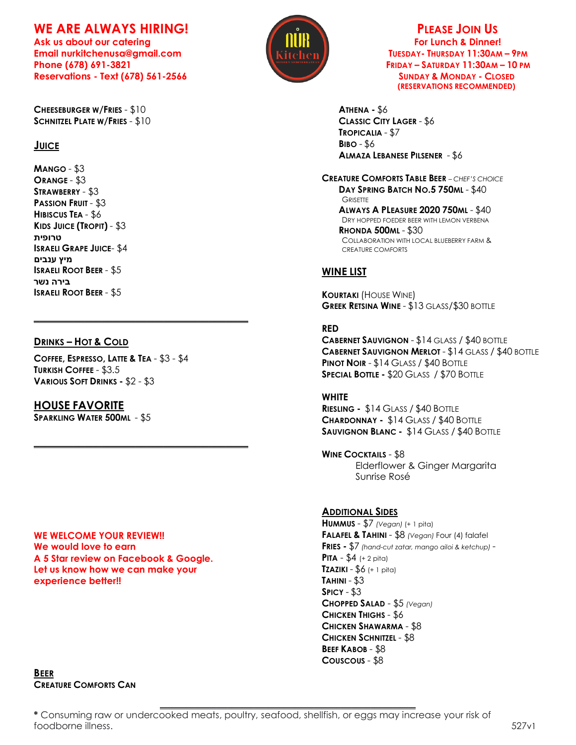**WE ARE ALWAYS HIRING!**
**Ask us about our catering**
**Email nurkitchenusa@gmail.com**
**Phone (678) 691-3821**
**Reservations - Text (678) 561-2566**

**PLEASE JOIN US**
**For Lunch & Dinner!**
**TUESDAY- THURSDAY 11:30AM – 9PM**
**FRIDAY – SATURDAY 11:30AM – 10 PM**
**SUNDAY & MONDAY - CLOSED**
**(RESERVATIONS RECOMMENDED)**

**CHEESEBURGER W/FRIES** - $10
**SCHNITZEL PLATE W/FRIES** - $10

## JUICE

**MANGO** - $3
**ORANGE** - $3
**STRAWBERRY** - $3
**PASSION FRUIT** - $3
**HIBISCUS TEA** - $6
**KIDS JUICE (TROPIT)** - $3
**טרופית**
**ISRAELI GRAPE JUICE**- $4
**מיץ ענבים**
**ISRAELI ROOT BEER** - $5
**בירה נשר**
**ISRAELI ROOT BEER** - $5

## DRINKS – HOT & COLD

**COFFEE, ESPRESSO, LATTE & TEA** - $3 - $4
**TURKISH COFFEE** - $3.5
**VARIOUS SOFT DRINKS** - $2 - $3

## HOUSE FAVORITE

**SPARKLING WATER 500ML** - $5

**WE WELCOME YOUR REVIEW!!**
**We would love to earn**
**A 5 Star review on Facebook & Google.**
**Let us know how we can make your experience better!!**

## BEER

**CREATURE COMFORTS CAN**

**ATHENA** - $6
**CLASSIC CITY LAGER** - $6
**TROPICALIA** - $7
**BIBO** - $6
**ALMAZA LEBANESE PILSENER** - $6

**CREATURE COMFORTS TABLE BEER** – *CHEF'S CHOICE*

**DAY SPRING BATCH NO.5 750ML** - $40
GRISETTE
**ALWAYS A PLEASURE 2020 750ML** - $40
DRY HOPPED FOEDER BEER WITH LEMON VERBENA
**RHONDA 500ML** - $30
COLLABORATION WITH LOCAL BLUEBERRY FARM & CREATURE COMFORTS

## WINE LIST

**KOURTAKI** (HOUSE WINE)
**GREEK RETSINA WINE** - $13 GLASS/$30 BOTTLE

### RED

**CABERNET SAUVIGNON** - $14 GLASS / $40 BOTTLE
**CABERNET SAUVIGNON MERLOT** - $14 GLASS / $40 BOTTLE
**PINOT NOIR** - $14 GLASS / $40 BOTTLE
**SPECIAL BOTTLE** - $20 GLASS / $70 BOTTLE

### WHITE

**RIESLING** - $14 GLASS / $40 BOTTLE
**CHARDONNAY** - $14 GLASS / $40 BOTTLE
**SAUVIGNON BLANC** - $14 GLASS / $40 BOTTLE

**WINE COCKTAILS** - $8
Elderflower & Ginger Margarita
Sunrise Rosé

## ADDITIONAL SIDES

**HUMMUS** - $7 *(Vegan)* (+ 1 pita)
**FALAFEL & TAHINI** - $8 *(Vegan)* Four (4) falafel
**FRIES** - $7 *(hand-cut zatar, mango aioli & ketchup)* -
**PITA** - $4 (+ 2 pita)
**TZAZIKI** - $6 (+ 1 pita)
**TAHINI** - $3
**SPICY** - $3
**CHOPPED SALAD** - $5 *(Vegan)*
**CHICKEN THIGHS** - $6
**CHICKEN SHAWARMA** - $8
**CHICKEN SCHNITZEL** - $8
**BEEF KABOB** - $8
**COUSCOUS** - $8

* Consuming raw or undercooked meats, poultry, seafood, shellfish, or eggs may increase your risk of foodborne illness.

527v1